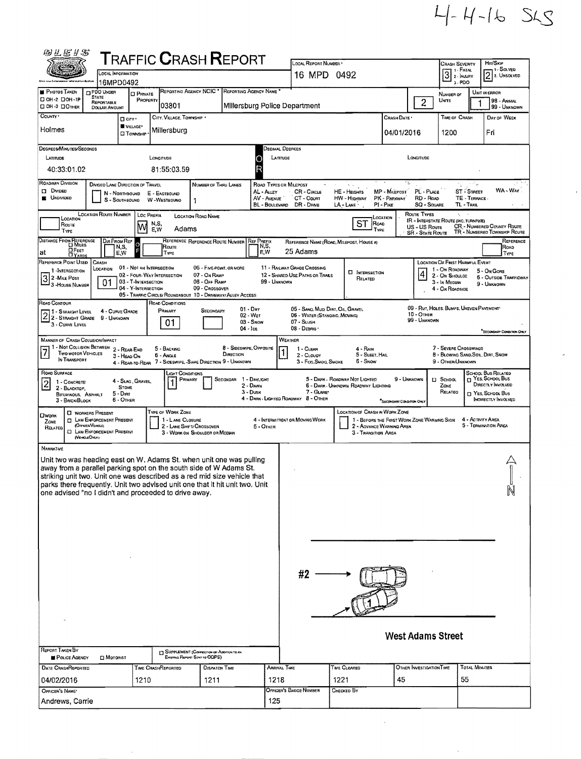4-4-16 SLS

# TRAFFIC CRASH REPORT

| Field | Value |
|---|---|
| Local Information | 16MPD0492 |
| Local Report Number | 16 MPD 0492 |
| Crash Severity | 3 (1 - Fatal, 2 - Injury, 3 - PDO) |
| Hit/Skip | 2 (1 - Solved, 2 - Unsolved) |
| Reporting Agency NCIC | 03801 |
| Reporting Agency Name | Millersburg Police Department |
| Number of Units | 2 |
| Unit in Error | 1 (98 - Animal, 99 - Unknown) |
| County | Holmes |
| City, Village, Township | Village - Millersburg |
| Crash Date | 04/01/2016 |
| Time of Crash | 1200 |
| Day of Week | Fri |

**Degrees/Minutes/Seconds**

| Latitude | Longitude |
|---|---|
| 40:33:01.02 | 81:55:03.59 |

**Roadway Division:** Undivided
**Number of Thru Lanes:** 1

**Location:** Loc Prefix: W — Location Road Name: Adams — Location Road Type: ST

**Distance From Reference:** at — Ref Name: 25 Adams

**Reference Point Used:** 3 - House Number
**Crash Location:** 01 - Not an Intersection
**Location of First Harmful Event:** 4 - On Roadside

**Road Contour:** 2 - Straight Grade
**Road Conditions:** Primary 01 - Dry

**Manner of Crash Collision/Impact:** 7 - Sideswipe, Same Direction
**Weather:** 1 - Clear

**Road Surface:** 2 - Blacktop, Bituminous, Asphalt
**Light Conditions:** Primary 1 - Daylight

## NARRATIVE

Unit two was heading east on W. Adams St. when unit one was pulling away from a parallel parking spot on the south side of W Adams St. striking unit two. Unit one was described as a red mid size vehicle that parks there frequently. Unit two advised unit one that it hit unit two. Unit one advised "no I didn't and proceeded to drive away.

#2

1

West Adams Street

N

**Report Taken By:** Police Agency

| Date Crash Reported | Time Crash Reported | Dispatch Time | Arrival Time | Time Cleared | Other Investigation Time | Total Minutes |
|---|---|---|---|---|---|---|
| 04/02/2016 | 1210 | 1211 | 1218 | 1221 | 45 | 55 |

| Officer's Name | Officer's Badge Number | Checked By |
|---|---|---|
| Andrews, Carrie | 125 | |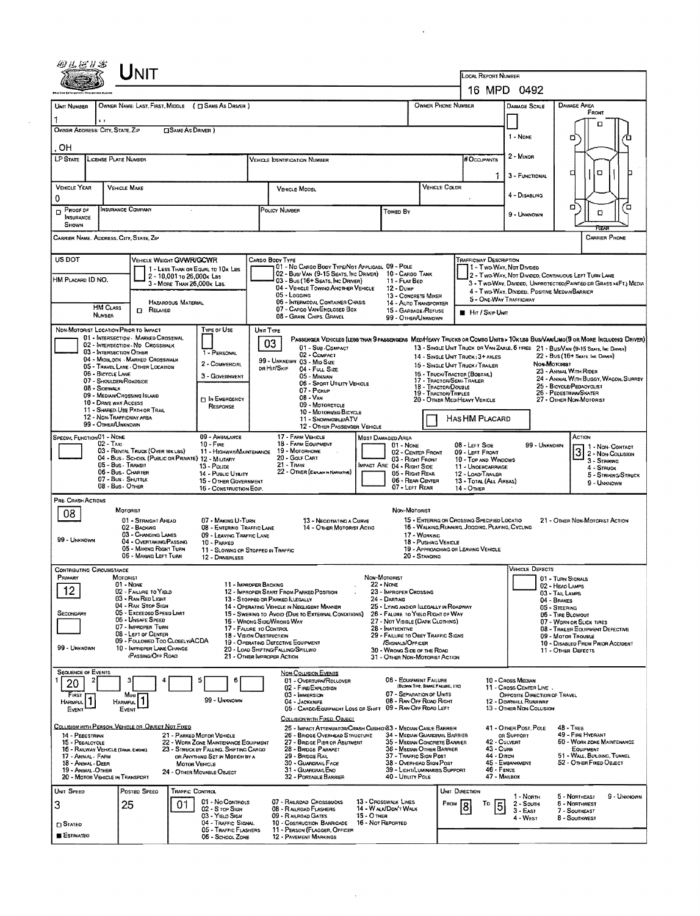# UNIT

**LOCAL REPORT NUMBER:** 16 MPD 0492

| UNIT NUMBER | OWNER NAME: LAST, FIRST, MIDDLE ( ☐ SAME AS DRIVER ) | OWNER PHONE NUMBER | DAMAGE SCALE | DAMAGE AREA |
|---|---|---|---|---|
| 1 | | | | FRONT |

OWNER ADDRESS: CITY, STATE, ZIP ☐ SAME AS DRIVER )

, OH

DAMAGE SCALE: 1 - NONE, 2 - MINOR, 3 - FUNCTIONAL, 4 - DISABLING, 9 - UNKNOWN

| LP STATE | LICENSE PLATE NUMBER | VEHICLE IDENTIFICATION NUMBER | # OCCUPANTS |
|---|---|---|---|
| | | | 1 |

| VEHICLE YEAR | VEHICLE MAKE | VEHICLE MODEL | VEHICLE COLOR |
|---|---|---|---|
| 0 | | | |

| ☐ PROOF OF INSURANCE SHOWN | INSURANCE COMPANY | POLICY NUMBER | TOWED BY |
|---|---|---|---|
| | | | |

CARRIER NAME, ADDRESS, CITY, STATE, ZIP — CARRIER PHONE

US DOT — VEHICLE WEIGHT GVWR/GCWR: 1 - LESS THAN OR EQUAL TO 10K LBS; 2 - 10,001 TO 26,000K LBS; 3 - MORE THAN 26,000K LBS.

HM PLACARD ID NO. — HM CLASS NUMBER — ☐ HAZARDOUS MATERIAL RELATED

CARGO BODY TYPE: 01 - NO CARGO BODY TYPE/NOT APPLICABL; 02 - BUS/VAN (9-15 SEATS, INC DRIVER); 03 - BUS (16+ SEATS, INC DRIVER); 04 - VEHICLE TOWING ANOTHER VEHICLE; 05 - LOGGING; 06 - INTERMODAL CONTAINER CHASIS; 07 - CARGO VAN/ENCLOSED BOX; 08 - GRAIN, CHIPS, GRAVEL; 09 - POLE; 10 - CARGO TANK; 11 - FLAT BED; 12 - DUMP; 13 - CONCRETE MIXER; 14 - AUTO TRANSPORTER; 15 - GARBAGE/REFUSE; 99 - OTHER/UNKNOWN

TRAFFICWAY DESCRIPTION: 1 - TWO-WAY, NOT DIVIDED; 2 - TWO-WAY, NOT DIVIDED, CONTINUOUS LEFT TURN LANE; 3 - TWO-WAY, DIVIDED, UNPROTECTED(PAINTED OR GRASS >4FT.) MEDIA; 4 - TWO-WAY, DIVIDED, POSITIVE MEDIAN BARRIER; 5 - ONE-WAY TRAFFICWAY; ■ HIT / SKIP UNIT

NON-MOTORIST LOCATION PRIOR TO IMPACT: 01 - INTERSECTION - MARKED CROSSWAL; 02 - INTERSECTION - NO CROSSWALK; 03 - INTERSECTION OTHER; 04 - MIDBLOCK - MARKED CROSSWALK; 05 - TRAVEL LANE - OTHER LOCATION; 06 - BICYCLE LANE; 07 - SHOULDER/ROADSIDE; 08 - SIDEWALK; 09 - MEDIAN/CROSSING ISLAND; 10 - DRIVE WAY ACCESS; 11 - SHARED-USE PATH OR TRAIL; 12 - NON-TRAFFICWAY AREA; 99 - OTHER/UNKNOWN

TYPE OF USE: 1 - PERSONAL; 2 - COMMERCIAL; 3 - GOVERNMENT; ☐ IN EMERGENCY RESPONSE

UNIT TYPE: **03**

PASSENGER VEHICLES (LESS THAN 9 PASSENGERS MED/HEAVY TRUCKS OR COMBO UNITS > 10K LBS BUS/VAN/LIMO(9 OR MORE INCLUDING DRIVER): 01 - SUB-COMPACT; 02 - COMPACT; 99 - UNKNOWN 03 - MID SIZE OR HIT/SKIP; 04 - FULL SIZE; 05 - MINIVAN; 06 - SPORT UTILITY VEHICLE; 07 - PICKUP; 08 - VAN; 09 - MOTORCYCLE; 10 - MOTORIZED BICYCLE; 11 - SNOWMOBILE/ATV; 12 - OTHER PASSENGER VEHICLE; 13 - SINGLE UNIT TRUCK OR VAN 2AXLE, 6 TIRES; 14 - SINGLE UNIT TRUCK: 3+ AXLES; 15 - SINGLE UNIT TRUCK / TRAILER; 16 - TRUCK/TRACTOR (BOBTAIL); 17 - TRACTOR/SEMI-TRAILER; 18 - TRACTOR/DOUBLE; 19 - TRACTOR/TRIPLES; 20 - OTHER MED/HEAVY VEHICLE; 21 - BUS/VAN (9-15 SEATS, INC DRIVER); 22 - BUS (16+ SEATS, INC DRIVER); NON-MOTORIST: 23 - ANIMAL WITH RIDER; 24 - ANIMAL WITH BUGGY, WAGON, SURREY; 25 - BICYCLE/PEDACYCLIST; 26 - PEDESTRIAN/SKATER; 27 - OTHER NON-MOTORIST; ☐ HAS HM PLACARD

SPECIAL FUNCTION: 01 - NONE; 02 - TAXI; 03 - RENTAL TRUCK (OVER 10K LBS); 04 - BUS - SCHOOL (PUBLIC OR PRIVATE); 05 - BUS - TRANSIT; 06 - BUS - CHARTER; 07 - BUS - SHUTTLE; 08 - BUS - OTHER; 09 - AMBULANCE; 10 - FIRE; 11 - HIGHWAY/MAINTENANCE; 12 - MILITARY; 13 - POLICE; 14 - PUBLIC UTILITY; 15 - OTHER GOVERNMENT; 16 - CONSTRUCTION EQIP.; 17 - FARM VEHICLE; 18 - FARM EQUIPMENT; 19 - MOTORHOME; 20 - GOLF CART; 21 - TRAIN; 22 - OTHER (EXPLAIN IN NARRATIVE)

MOST DAMAGED AREA: 01 - NONE; 02 - CENTER FRONT; 03 - RIGHT FRONT; IMPACT ARE 04 - RIGHT SIDE; 05 - RIGHT REAR; 06 - REAR CENTER; 07 - LEFT REAR; 08 - LEFT SIDE; 09 - LEFT FRONT; 10 - TOP AND WINDOWS; 11 - UNDERCARRIAGE; 12 - LOAD/TRAILER; 13 - TOTAL (ALL AREAS); 14 - OTHER; 99 - UNKNOWN

ACTION: **3** — 1 - NON-CONTACT; 2 - NON-COLLISION; 3 - STRIKING; 4 - STRUCK; 5 - STRIKING/STRUCK; 9 - UNKNOWN

PRE-CRASH ACTIONS: **08**

MOTORIST: 01 - STRAIGHT AHEAD; 02 - BACKING; 03 - CHANGING LANES; 04 - OVERTAKING/PASSING; 05 - MAKING RIGHT TURN; 06 - MAKING LEFT TURN; 07 - MAKING U-TURN; 08 - ENTERING TRAFFIC LANE; 09 - LEAVING TRAFFIC LANE; 10 - PARKED; 11 - SLOWING OR STOPPED IN TRAFFIC; 12 - DRIVERLESS; 13 - NEGOTIATING A CURVE; 14 - OTHER MOTORIST ACTIO; 99 - UNKNOWN

NON-MOTORIST: 15 - ENTERING OR CROSSING SPECIFIED LOCATIO; 16 - WALKING, RUNNING, JOGGING, PLAYING, CYCLING; 17 - WORKING; 18 - PUSHING VEHICLE; 19 - APPROACHING OR LEAVING VEHICLE; 20 - STANDING; 21 - OTHER NON-MOTORIST ACTION

CONTRIBUTING CIRCUMSTANCE — PRIMARY: **12**; SECONDARY: (blank); 99 - UNKNOWN

MOTORIST: 01 - NONE; 02 - FAILURE TO YIELD; 03 - RAN RED LIGHT; 04 - RAN STOP SIGN; 05 - EXCEEDED SPEED LIMIT; 06 - UNSAFE SPEED; 07 - IMPROPER TURN; 08 - LEFT OF CENTER; 09 - FOLLOWED TOO CLOSELY/ACDA; 10 - IMPROPER LANE CHANGE /PASSING/OFF ROAD; 11 - IMPROPER BACKING; 12 - IMPROPER START FROM PARKED POSITION; 13 - STOPPED OR PARKED ILLEGALLY; 14 - OPERATING VEHICLE IN NEGLIGENT MANNER; 15 - SWERING TO AVOID (DUE TO EXTERNAL CONDITIONS); 16 - WRONG SIDE/WRONG WAY; 17 - FAILURE TO CONTROL; 18 - VISION OBSTRUCTION; 19 - OPERATING DEFECTIVE EQUIPMENT; 20 - LOAD SHIFTING/FALLING/SPILLING; 21 - OTHER IMPROPER ACTION

NON-MOTORIST: 22 - NONE; 23 - IMPROPER CROSSING; 24 - DARTING; 25 - LYING AND/OR ILLEGALLY IN ROADWAY; 26 - FALURE TO YIELD RIGHT OF WAY; 27 - NOT VISIBLE (DARK CLOTHING); 28 - INATTENTIVE; 29 - FAILURE TO OBEY TRAFFIC SIGNS /SIGNALS/OFFICER; 30 - WRONG SIDE OF THE ROAD; 31 - OTHER NON-MOTORIST ACTION

VEHICLE DEFECTS: 01 - TURN SIGNALS; 02 - HEAD LAMPS; 03 - TAIL LAMPS; 04 - BRAKES; 05 - STEERING; 06 - TIRE BLOWOUT; 07 - WORN OR SLICK TIRES; 08 - TRAILER EQUIPMENT DEFECTIVE; 09 - MOTOR TROUBLE; 10 - DISABLED FROM PRIOR ACCIDENT; 11 - OTHER DEFECTS

SEQUENCE OF EVENTS: 1: **20**; 2; 3; 4; 5; 6 — FIRST HARMFUL EVENT: **1**; MOST HARMFUL EVENT: **1**; 99 - UNKNOWN

NON-COLLISION EVENTS: 01 - OVERTURN/ROLLOVER; 02 - FIRE/EXPLOSION; 03 - IMMERSION; 04 - JACKKNIFE; 05 - CARGO/EQUIPMENT LOSS OR SHIFT; 06 - EQUIPMENT FAILURE (BLOWN TIRE, BRAKE FAILURE, ETC); 07 - SEPARATION OF UNITS; 08 - RAN OFF ROAD RIGHT; 09 - RAN OFF ROAD LEFT; 10 - CROSS MEDIAN; 11 - CROSS CENTER LINE OPPOSITE DIRECTION OF TRAVEL; 12 - DOWNHILL RUNAWAY; 13 - OTHER NON-COLLISION

COLLISION WITH PERSON, VEHICLE OR OBJECT NOT FIXED: 14 - PEDESTRIAN; 15 - PEDALCYCLE; 16 - RAILWAY VEHICLE (TRAIN, ENGINE); 17 - ANIMAL - FARM; 18 - ANIMAL - DEER; 19 - ANIMAL - OTHER; 20 - MOTOR VEHICLE IN TRANSPORT; 21 - PARKED MOTOR VEHICLE; 22 - WORK ZONE MAINTENANCE EQUIPMENT; 23 - STRUCK BY FALLING, SHIFTING CARGO OR ANYTHING SET IN MOTION BY A MOTOR VEHICLE; 24 - OTHER MOVABLE OBJECT

COLLISION WITH FIXED, OBJECT: 25 - IMPACT ATTENUATOR/CRASH CUSHION; 26 - BRIDGE OVERHEAD STRUCTURE; 27 - BRIDGE PIER OR ABUTMENT; 28 - BRIDGE PARAPET; 29 - BRIDGE RAIL; 30 - GUARDRAIL FACE; 31 - GUARDRAIL END; 32 - PORTABLE BARRIER; 33 - MEDIAN CABLE BARRIER; 34 - MEDIAN GUARDRAIL BARRIER; 35 - MEDIAN CONCRETE BARRIER; 36 - MEDIAN OTHER BARRIER; 37 - TRAFFIC SIGN POST; 38 - OVERHEAD SIGN POST; 39 - LIGHT/LUMINARIES SUPPORT; 40 - UTILITY POLE; 41 - OTHER POST, POLE OR SUPPORT; 42 - CULVERT; 43 - CURB; 44 - DITCH; 45 - EMBANKMENT; 46 - FENCE; 47 - MAILBOX; 48 - TREE; 49 - FIRE HYDRANT; 50 - WORK ZONE MAINTENANCE EQUIPMENT; 51 - WALL, BUILDING, TUNNEL; 52 - OTHER FIXED OBJECT

| UNIT SPEED | POSTED SPEED | TRAFFIC CONTROL | UNIT DIRECTION |
|---|---|---|---|
| 3 | 25 | 01 | FROM 8 TO 5 |

☐ STATED ■ ESTIMATED

TRAFFIC CONTROL: 01 - NO CONTROLS; 02 - STOP SIGN; 03 - YIELD SIGN; 04 - TRAFFIC SIGNAL; 05 - TRAFFIC FLASHERS; 06 - SCHOOL ZONE; 07 - RAILROAD CROSSBUCKS; 08 - RAILROAD FLASHERS; 09 - RAILROAD GATES; 10 - COSTRUCTION BARRICADE; 11 - PERSON (FLAGGER, OFFICER; 12 - PAVEMENT MARKINGS; 13 - CROSSWALK LINES; 14 - WALK/DON'T WALK; 15 - OTHER; 16 - NOT REPORTED

UNIT DIRECTION: 1 - NORTH; 2 - SOUTH; 3 - EAST; 4 - WEST; 5 - NORTHEAST; 6 - NORTHWEST; 7 - SOUTHEAST; 8 - SOUTHWEST; 9 - UNKNOWN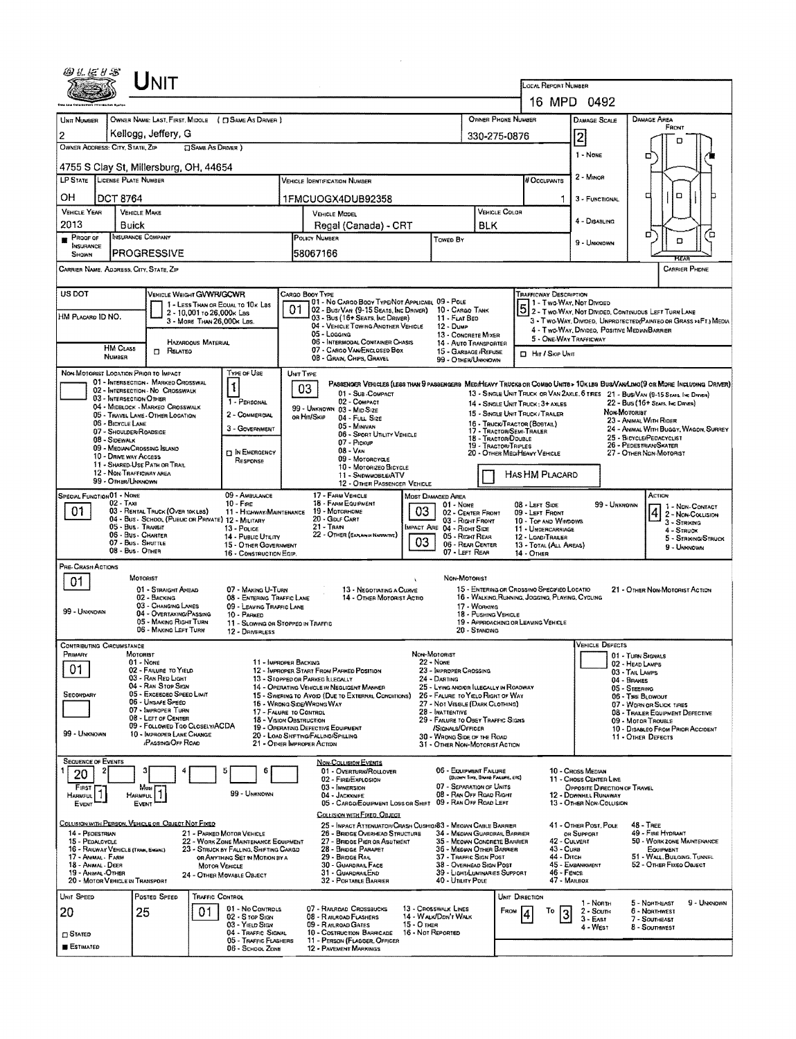# Unit

**Local Report Number:** 16 MPD 0492

| Unit Number | Owner Name: Last, First, Middle ( ☐ Same As Driver ) | Owner Phone Number | Damage Scale | Damage Area |
|---|---|---|---|---|
| 2 | Kellogg, Jeffery, G | 330-275-0876 | 2 | Front |

**Owner Address: City, State, Zip** ☐ Same As Driver )
4755 S Clay St, Millersburg, OH, 44654

Damage Scale: 1 - None; 2 - Minor; 3 - Functional; 4 - Disabling; 9 - Unknown

| LP State | License Plate Number | Vehicle Identification Number | # Occupants |
|---|---|---|---|
| OH | DCT 8764 | 1FMCUOGX4DUB92358 | 1 |

| Vehicle Year | Vehicle Make | Vehicle Model | Vehicle Color |
|---|---|---|---|
| 2013 | Buick | Regal (Canada) - CRT | BLK |

| Proof of Insurance Shown | Insurance Company | Policy Number | Towed By |
|---|---|---|---|
| ■ | PROGRESSIVE | 58067166 | |

Carrier Name, Address, City, State, Zip — Carrier Phone

**US DOT** — **HM Placard ID No.** — **HM Class Number** ☐ Related

**Vehicle Weight GVWR/GCWR:** 1 - Less Than or Equal to 10k Lbs; 2 - 10,001 to 26,000k Lbs; 3 - More Than 26,000k Lbs.
Hazardous Material

**Cargo Body Type:** 01
01 - No Cargo Body Type/Not Applicabl; 02 - Bus/Van (9-15 Seats, Inc Driver); 03 - Bus (16+ Seats, Inc Driver); 04 - Vehicle Towing Another Vehicle; 05 - Logging; 06 - Intermodal Container Chasis; 07 - Cargo Van/Enclosed Box; 08 - Grain, Chips, Gravel; 09 - Pole; 10 - Cargo Tank; 11 - Flat Bed; 12 - Dump; 13 - Concrete Mixer; 14 - Auto Transporter; 15 - Garbage/Refuse; 99 - Other/Unknown

**Trafficway Description:** 5
1 - Two-Way, Not Divided; 2 - Two-Way, Not Divided, Continuous Left Turn Lane; 3 - Two-Way, Divided, Unprotected(Painted or Grass >4Ft.) Media; 4 - Two-Way, Divided, Positive Median Barrier; 5 - One-Way Trafficway
☐ Hit / Skip Unit

**Non-Motorist Location Prior to Impact:**
01 - Intersection - Marked Crosswal; 02 - Intersection - No Crosswalk; 03 - Intersection Other; 04 - Midblock - Marked Crosswalk; 05 - Travel Lane - Other Location; 06 - Bicycle Lane; 07 - Shoulder/Roadside; 08 - Sidewalk; 09 - Median/Crossing Island; 10 - Drive way Access; 11 - Shared-Use Path or Trail; 12 - Non-Trafficway Area; 99 - Other/Unknown

**Type of Use:** 1
1 - Personal; 2 - Commercial; 3 - Government; ☐ In Emergency Response

**Unit Type:** 03
Passenger Vehicles (Less than 9 passengers): 01 - Sub-Compact; 02 - Compact; 99 - Unknown 03 - Mid Size; or Hit/Skip 04 - Full Size; 05 - Minivan; 06 - Sport Utility Vehicle; 07 - Pickup; 08 - Van; 09 - Motorcycle; 10 - Motorized Bicycle; 11 - Snowmobile/ATV; 12 - Other Passenger Vehicle
Med/Heavy Trucks or Combo Units > 10k lbs: 13 - Single Unit Truck or Van 2axle, 6 Tires; 14 - Single Unit Truck: 3+ Axles; 15 - Single Unit Truck / Trailer; 16 - Truck/Tractor (Bobtail); 17 - Tractor/Semi-Trailer; 18 - Tractor/Double; 19 - Tractor/Triples; 20 - Other Med/Heavy Vehicle
Bus/Van/Limo (9 or More Including Driver): 21 - Bus/Van (9-15 Seats, Inc Driver); 22 - Bus (16+ Seats, Inc Driver)
Non-Motorist: 23 - Animal With Rider; 24 - Animal With Buggy, Wagon, Surrey; 25 - Bicycle/Pedacyclist; 26 - Pedestrian/Skater; 27 - Other Non-Motorist
☐ Has HM Placard

**Special Function:** 01
01 - None; 02 - Taxi; 03 - Rental Truck (Over 10k lbs); 04 - Bus - School (Public or Private); 05 - Bus - Transit; 06 - Bus - Charter; 07 - Bus - Shuttle; 08 - Bus - Other; 09 - Ambulance; 10 - Fire; 11 - Highway/Maintenance; 12 - Military; 13 - Police; 14 - Public Utility; 15 - Other Government; 16 - Construction Eqip.; 17 - Farm Vehicle; 18 - Farm Equipment; 19 - Motorhome; 20 - Golf Cart; 21 - Train; 22 - Other (Explain in Narrative)

**Most Damaged Area:** 03 — **Impact Are:** 03
01 - None; 02 - Center Front; 03 - Right Front; 04 - Right Side; 05 - Right Rear; 06 - Rear Center; 07 - Left Rear; 08 - Left Side; 09 - Left Front; 10 - Top and Windows; 11 - Undercarriage; 12 - Load/Trailer; 13 - Total (All Areas); 14 - Other; 99 - Unknown

**Action:** 4
1 - Non-Contact; 2 - Non-Collision; 3 - Striking; 4 - Struck; 5 - Striking/Struck; 9 - Unknown

**Pre-Crash Actions:** 01
Motorist: 01 - Straight Ahead; 02 - Backing; 03 - Changing Lanes; 04 - Overtaking/Passing; 05 - Making Right Turn; 06 - Making Left Turn; 07 - Making U-Turn; 08 - Entering Traffic Lane; 09 - Leaving Traffic Lane; 10 - Parked; 11 - Slowing or Stopped in Traffic; 12 - Driverless; 13 - Negotiating a Curve; 14 - Other Motorist Actio
Non-Motorist: 15 - Entering or Crossing Specified Locatio; 16 - Walking, Running, Jogging, Playing, Cycling; 17 - Working; 18 - Pushing Vehicle; 19 - Approaching or Leaving Vehicle; 20 - Standing; 21 - Other Non-Motorist Action
99 - Unknown

**Contributing Circumstance**
Primary: 01 — Secondary: (blank) — 99 - Unknown
Motorist: 01 - None; 02 - Failure to Yield; 03 - Ran Red Light; 04 - Ran Stop Sign; 05 - Exceeded Speed Limit; 06 - Unsafe Speed; 07 - Improper Turn; 08 - Left of Center; 09 - Followed Too Closely/ACDA; 10 - Improper Lane Change/Passing/Off Road; 11 - Improper Backing; 12 - Improper Start From Parked Position; 13 - Stopped or Parked Illegally; 14 - Operating Vehicle in Negligent Manner; 15 - Swering to Avoid (Due to External Conditions); 16 - Wrong Side/Wrong Way; 17 - Failure to Control; 18 - Vision Obstruction; 19 - Operating Defective Equipment; 20 - Load Shifting/Falling/Spilling; 21 - Other Improper Action
Non-Motorist: 22 - None; 23 - Improper Crossing; 24 - Darting; 25 - Lying and/or Illegally in Roadway; 26 - Failure to Yield Right of Way; 27 - Not Visible (Dark Clothing); 28 - Inattentive; 29 - Failure to Obey Traffic Signs/Signals/Officer; 30 - Wrong Side of the Road; 31 - Other Non-Motorist Action

**Vehicle Defects:**
01 - Turn Signals; 02 - Head Lamps; 03 - Tail Lamps; 04 - Brakes; 05 - Steering; 06 - Tire Blowout; 07 - Worn or Slick Tires; 08 - Trailer Equipment Defective; 09 - Motor Trouble; 10 - Disabled From Prior Accident; 11 - Other Defects

**Sequence of Events:** 1: 20; 2: ; 3: ; 4: ; 5: ; 6:
First Harmful Event: 1 — Most Harmful Event: 1 — 99 - Unknown

Non-Collision Events: 01 - Overturn/Rollover; 02 - Fire/Explosion; 03 - Immersion; 04 - Jackknife; 05 - Cargo/Equipment Loss or Shift; 06 - Equipment Failure (Blown Tire, Brake Failure, etc); 07 - Separation of Units; 08 - Ran Off Road Right; 09 - Ran Off Road Left; 10 - Cross Median; 11 - Cross Center Line Opposite Direction of Travel; 12 - Downhill Runaway; 13 - Other Non-Collision

Collision with Person, Vehicle or Object Not Fixed: 14 - Pedestrian; 15 - Pedalcycle; 16 - Railway Vehicle (Train, Engine); 17 - Animal - Farm; 18 - Animal - Deer; 19 - Animal - Other; 20 - Motor Vehicle in Transport; 21 - Parked Motor Vehicle; 22 - Work Zone Maintenance Equipment; 23 - Struck by Falling, Shifting Cargo or Anything Set in Motion by a Motor Vehicle; 24 - Other Movable Object

Collision with Fixed, Object: 25 - Impact Attenuator/Crash Cushion; 26 - Bridge Overhead Structure; 27 - Bridge Pier or Abutment; 28 - Bridge Parapet; 29 - Bridge Rail; 30 - Guardrail Face; 31 - Guardrail End; 32 - Portable Barrier; 33 - Median Cable Barrier; 34 - Median Guardrail Barrier; 35 - Median Concrete Barrier; 36 - Median Other Barrier; 37 - Traffic Sign Post; 38 - Overhead Sign Post; 39 - Light/Luminaries Support; 40 - Utility Pole; 41 - Other Post, Pole or Support; 42 - Culvert; 43 - Curb; 44 - Ditch; 45 - Embankment; 46 - Fence; 47 - Mailbox; 48 - Tree; 49 - Fire Hydrant; 50 - Work Zone Maintenance Equipment; 51 - Wall, Building, Tunnel; 52 - Other Fixed Object

| Unit Speed | Posted Speed | Traffic Control | Unit Direction |
|---|---|---|---|
| 20 | 25 | 01 | From 4 To 3 |

☐ Stated ■ Estimated

Traffic Control: 01 - No Controls; 02 - Stop Sign; 03 - Yield Sign; 04 - Traffic Signal; 05 - Traffic Flashers; 06 - School Zone; 07 - Railroad Crossbucks; 08 - Railroad Flashers; 09 - Railroad Gates; 10 - Costruction Barricade; 11 - Person (Flagger, Officer); 12 - Pavement Markings; 13 - Crosswalk Lines; 14 - Walk/Don't Walk; 15 - Other; 16 - Not Reported

Unit Direction: 1 - North; 2 - South; 3 - East; 4 - West; 5 - Northeast; 6 - Northwest; 7 - Southeast; 8 - Southwest; 9 - Unknown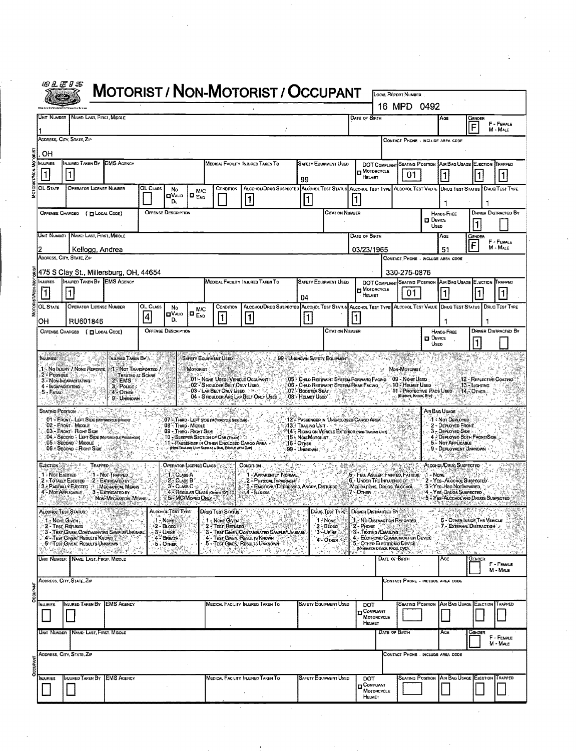# MOTORIST / NON-MOTORIST / OCCUPANT

OLEIS

LOCAL REPORT NUMBER: 16 MPD 0492

## MOTORIST/NON-MOTORIST

| Unit Number | Name: Last, First, Middle | Date of Birth | Age | Gender |
|---|---|---|---|---|
| 1 | | | | F |

Address, City, State, Zip: , OH

Contact Phone - include area code:

| Injuries | Injured Taken By | EMS Agency | Medical Facility Injured Taken To | Safety Equipment Used | DOT Compliant Motorcycle Helmet | Seating Position | Air Bag Usage | Ejection | Trapped |
|---|---|---|---|---|---|---|---|---|---|
| 1 | 1 | | | 99 | | 01 | 1 | 1 | 1 |

| OL State | Operator License Number | OL Class | No Valid DL | M/C End | Condition | Alcohol/Drug Suspected | Alcohol Test Status | Alcohol Test Type | Alcohol Test Value | Drug Test Status | Drug Test Type |
|---|---|---|---|---|---|---|---|---|---|---|---|
| | | | | | | 1 | 1 | 1 | | 1 | 1 |

| Offense Charged (Local Code) | Offense Description | Citation Number | Hands-Free Device Used | Driver Distracted By |
|---|---|---|---|---|
| | | | | 1 |

## MOTORIST/NON-MOTORIST

| Unit Number | Name: Last, First, Middle | Date of Birth | Age | Gender |
|---|---|---|---|---|
| 2 | Kellogg, Andrea | 03/23/1965 | 51 | F |

Address, City, State, Zip: 475 S Clay St., Millersburg, OH, 44654

Contact Phone - include area code: 330-275-0876

| Injuries | Injured Taken By | EMS Agency | Medical Facility Injured Taken To | Safety Equipment Used | DOT Compliant Motorcycle Helmet | Seating Position | Air Bag Usage | Ejection | Trapped |
|---|---|---|---|---|---|---|---|---|---|
| 1 | 1 | | | 04 | | 01 | 1 | 1 | 1 |

| OL State | Operator License Number | OL Class | No Valid DL | M/C End | Condition | Alcohol/Drug Suspected | Alcohol Test Status | Alcohol Test Type | Alcohol Test Value | Drug Test Status | Drug Test Type |
|---|---|---|---|---|---|---|---|---|---|---|---|
| OH | RU601846 | 4 | | | 1 | 1 | 1 | 1 | | 1 | 1 |

| Offense Charged (Local Code) | Offense Description | Citation Number | Hands-Free Device Used | Driver Distracted By |
|---|---|---|---|---|
| | | | | 1 |

## Codes

**Injuries:** 1 - No Injury / None Reported; 2 - Possible; 3 - Non-Incapacitating; 4 - Incapacitating; 5 - Fatal

**Injured Taken By:** 1 - Not Transported / Treated at Scene; 2 - EMS; 3 - Police; 4 - Other; 9 - Unknown

**Safety Equipment Used:**
- Motorist: 01 - None Used - Vehicle Occupant; 02 - Shoulder Belt Only Used; 03 - Lap Belt Only Used; 04 - Shoulder and Lap Belt Only Used; 05 - Child Restraint System-Forward Facing; 06 - Child Restraint System-Rear Facing; 07 - Booster Seat; 08 - Helmet Used
- 99 - Unknown Safety Equipment
- Non-Motorist: 09 - None Used; 10 - Helmet Used; 11 - Protective Pads Used (Elbows, Knees, Etc); 12 - Reflective Coating; 13 - Lighting; 14 - Other

**Seating Position:** 01 - Front - Left Side (Motorcycle Driver); 02 - Front - Middle; 03 - Front - Right Side; 04 - Second - Left Side (Motorcycle Passenger); 05 - Second - Middle; 06 - Second - Right Side; 07 - Third - Left Side (Motorcycle Side Car); 08 - Third - Middle; 09 - Third - Right Side; 10 - Sleeper Section of Cab (Truck); 11 - Passenger in Other Enclosed Cargo Area (Non-Trailing Unit Such as a Bus, Pick-up with Cap); 12 - Passenger in Unenclosed Cargo Area; 13 - Trailing Unit; 14 - Riding on Vehicle Exterior (Non-Trailing Unit); 15 - Non-Motorist; 16 - Other; 99 - Unknown

**Air Bag Usage:** 1 - Not Deployed; 2 - Deployed Front; 3 - Deployed Side; 4 - Deployed Both Front/Side; 5 - Not Applicable; 9 - Deployment Unknown

**Ejection:** 1 - Not Ejected; 2 - Totally Ejected; 3 - Partially Ejected; 4 - Not Applicable

**Trapped:** 1 - Not Trapped; 2 - Extricated by Mechanical Means; 3 - Extricated by Non-Mechanical Means

**Operator License Class:** 1 - Class A; 2 - Class B; 3 - Class C; 4 - Regular Class (Ohio's "D"); 5 - M/C Moped Only

**Condition:** 1 - Apparently Normal; 2 - Physical Impairment; 3 - Emotional (Depressed, Angry, Disturbed); 4 - Illness; 5 - Fell Asleep, Fainted, Fatigue; 6 - Under the Influence of Medications, Drugs, Alcohol; 7 - Other

**Alcohol/Drug Suspected:** 1 - None; 2 - Yes - Alcohol Suspected; 3 - Yes - HBD Not Impaired; 4 - Yes - Drugs Suspected; 5 - Yes - Alcohol and Drugs Suspected

**Alcohol Test Status:** 1 - None Given; 2 - Test Refused; 3 - Test Given, Contaminated Sample/Unusable; 4 - Test Given, Results Known; 5 - Test Given, Results Unknown

**Alcohol Test Type:** 1 - None; 2 - Blood; 3 - Urine; 4 - Breath; 5 - Other

**Drug Test Status:** 1 - None Given; 2 - Test Refused; 3 - Test Given, Contaminated Sample/Unusable; 4 - Test Given, Results Known; 5 - Test Given, Results Unknown

**Drug Test Type:** 1 - None; 2 - Blood; 3 - Urine; 4 - Other

**Driver Distracted By:** 1 - No Distraction Reported; 2 - Phone; 3 - Texting/Emailing; 4 - Electronic Communication Device; 5 - Other Electronic Device (Navigation Device, Radio, DVD); 6 - Other Inside the Vehicle; 7 - External Distraction

## OCCUPANT

| Unit Number | Name: Last, First, Middle | Date of Birth | Age | Gender |
|---|---|---|---|---|
| | | | | |

Address, City, State, Zip:

Contact Phone - include area code:

| Injuries | Injured Taken By | EMS Agency | Medical Facility Injured Taken To | Safety Equipment Used | DOT Compliant Motorcycle Helmet | Seating Position | Air Bag Usage | Ejection | Trapped |
|---|---|---|---|---|---|---|---|---|---|
| | | | | | | | | | |

## OCCUPANT

| Unit Number | Name: Last, First, Middle | Date of Birth | Age | Gender |
|---|---|---|---|---|
| | | | | |

Address, City, State, Zip:

Contact Phone - include area code:

| Injuries | Injured Taken By | EMS Agency | Medical Facility Injured Taken To | Safety Equipment Used | DOT Compliant Motorcycle Helmet | Seating Position | Air Bag Usage | Ejection | Trapped |
|---|---|---|---|---|---|---|---|---|---|
| | | | | | | | | | |